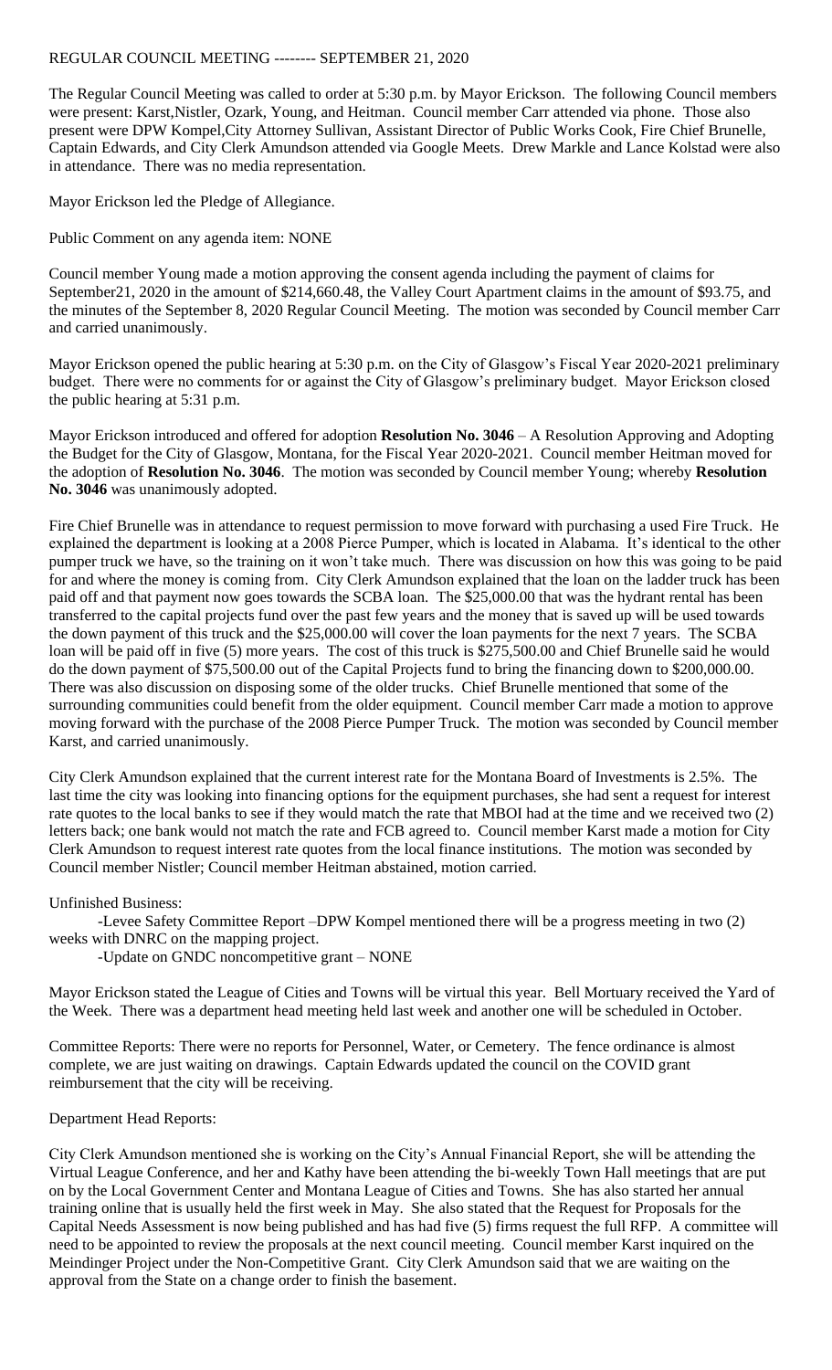REGULAR COUNCIL MEETING -------- SEPTEMBER 21, 2020

The Regular Council Meeting was called to order at 5:30 p.m. by Mayor Erickson. The following Council members were present: Karst,Nistler, Ozark, Young, and Heitman. Council member Carr attended via phone. Those also present were DPW Kompel,City Attorney Sullivan, Assistant Director of Public Works Cook, Fire Chief Brunelle, Captain Edwards, and City Clerk Amundson attended via Google Meets. Drew Markle and Lance Kolstad were also in attendance. There was no media representation.

Mayor Erickson led the Pledge of Allegiance.

Public Comment on any agenda item: NONE

Council member Young made a motion approving the consent agenda including the payment of claims for September21, 2020 in the amount of $214,660.48, the Valley Court Apartment claims in the amount of $93.75, and the minutes of the September 8, 2020 Regular Council Meeting. The motion was seconded by Council member Carr and carried unanimously.

Mayor Erickson opened the public hearing at 5:30 p.m. on the City of Glasgow's Fiscal Year 2020-2021 preliminary budget. There were no comments for or against the City of Glasgow's preliminary budget. Mayor Erickson closed the public hearing at 5:31 p.m.

Mayor Erickson introduced and offered for adoption **Resolution No. 3046** – A Resolution Approving and Adopting the Budget for the City of Glasgow, Montana, for the Fiscal Year 2020-2021. Council member Heitman moved for the adoption of **Resolution No. 3046**. The motion was seconded by Council member Young; whereby **Resolution No. 3046** was unanimously adopted.

Fire Chief Brunelle was in attendance to request permission to move forward with purchasing a used Fire Truck. He explained the department is looking at a 2008 Pierce Pumper, which is located in Alabama. It's identical to the other pumper truck we have, so the training on it won't take much. There was discussion on how this was going to be paid for and where the money is coming from. City Clerk Amundson explained that the loan on the ladder truck has been paid off and that payment now goes towards the SCBA loan. The $25,000.00 that was the hydrant rental has been transferred to the capital projects fund over the past few years and the money that is saved up will be used towards the down payment of this truck and the $25,000.00 will cover the loan payments for the next 7 years. The SCBA loan will be paid off in five (5) more years. The cost of this truck is $275,500.00 and Chief Brunelle said he would do the down payment of $75,500.00 out of the Capital Projects fund to bring the financing down to $200,000.00. There was also discussion on disposing some of the older trucks. Chief Brunelle mentioned that some of the surrounding communities could benefit from the older equipment. Council member Carr made a motion to approve moving forward with the purchase of the 2008 Pierce Pumper Truck. The motion was seconded by Council member Karst, and carried unanimously.

City Clerk Amundson explained that the current interest rate for the Montana Board of Investments is 2.5%. The last time the city was looking into financing options for the equipment purchases, she had sent a request for interest rate quotes to the local banks to see if they would match the rate that MBOI had at the time and we received two (2) letters back; one bank would not match the rate and FCB agreed to. Council member Karst made a motion for City Clerk Amundson to request interest rate quotes from the local finance institutions. The motion was seconded by Council member Nistler; Council member Heitman abstained, motion carried.

Unfinished Business:

-Levee Safety Committee Report –DPW Kompel mentioned there will be a progress meeting in two (2) weeks with DNRC on the mapping project.

-Update on GNDC noncompetitive grant – NONE

Mayor Erickson stated the League of Cities and Towns will be virtual this year. Bell Mortuary received the Yard of the Week. There was a department head meeting held last week and another one will be scheduled in October.

Committee Reports: There were no reports for Personnel, Water, or Cemetery. The fence ordinance is almost complete, we are just waiting on drawings. Captain Edwards updated the council on the COVID grant reimbursement that the city will be receiving.

Department Head Reports:

City Clerk Amundson mentioned she is working on the City's Annual Financial Report, she will be attending the Virtual League Conference, and her and Kathy have been attending the bi-weekly Town Hall meetings that are put on by the Local Government Center and Montana League of Cities and Towns. She has also started her annual training online that is usually held the first week in May. She also stated that the Request for Proposals for the Capital Needs Assessment is now being published and has had five (5) firms request the full RFP. A committee will need to be appointed to review the proposals at the next council meeting. Council member Karst inquired on the Meindinger Project under the Non-Competitive Grant. City Clerk Amundson said that we are waiting on the approval from the State on a change order to finish the basement.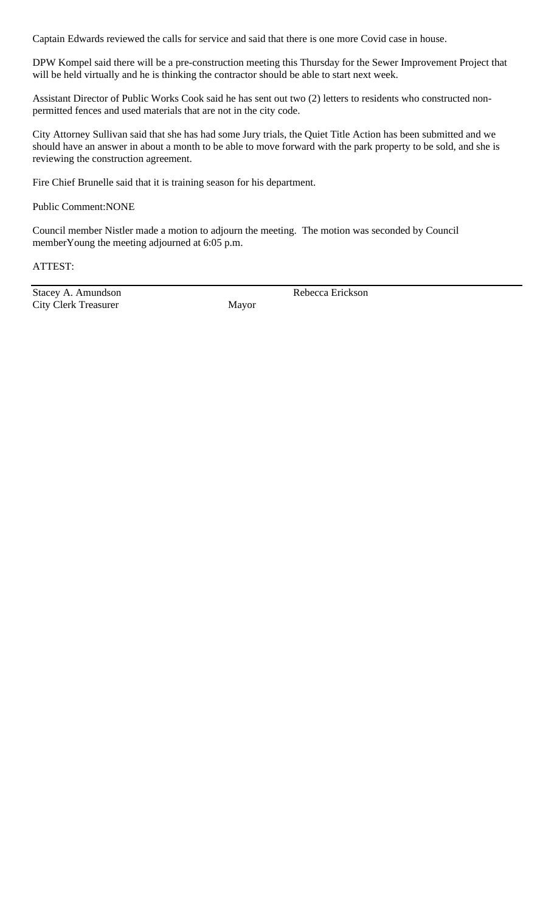Captain Edwards reviewed the calls for service and said that there is one more Covid case in house.

DPW Kompel said there will be a pre-construction meeting this Thursday for the Sewer Improvement Project that will be held virtually and he is thinking the contractor should be able to start next week.

Assistant Director of Public Works Cook said he has sent out two (2) letters to residents who constructed non-permitted fences and used materials that are not in the city code.

City Attorney Sullivan said that she has had some Jury trials, the Quiet Title Action has been submitted and we should have an answer in about a month to be able to move forward with the park property to be sold, and she is reviewing the construction agreement.

Fire Chief Brunelle said that it is training season for his department.

Public Comment:NONE

Council member Nistler made a motion to adjourn the meeting. The motion was seconded by Council memberYoung the meeting adjourned at 6:05 p.m.

ATTEST:

Stacey A. Amundson
City Clerk Treasurer

Rebecca Erickson
Mayor